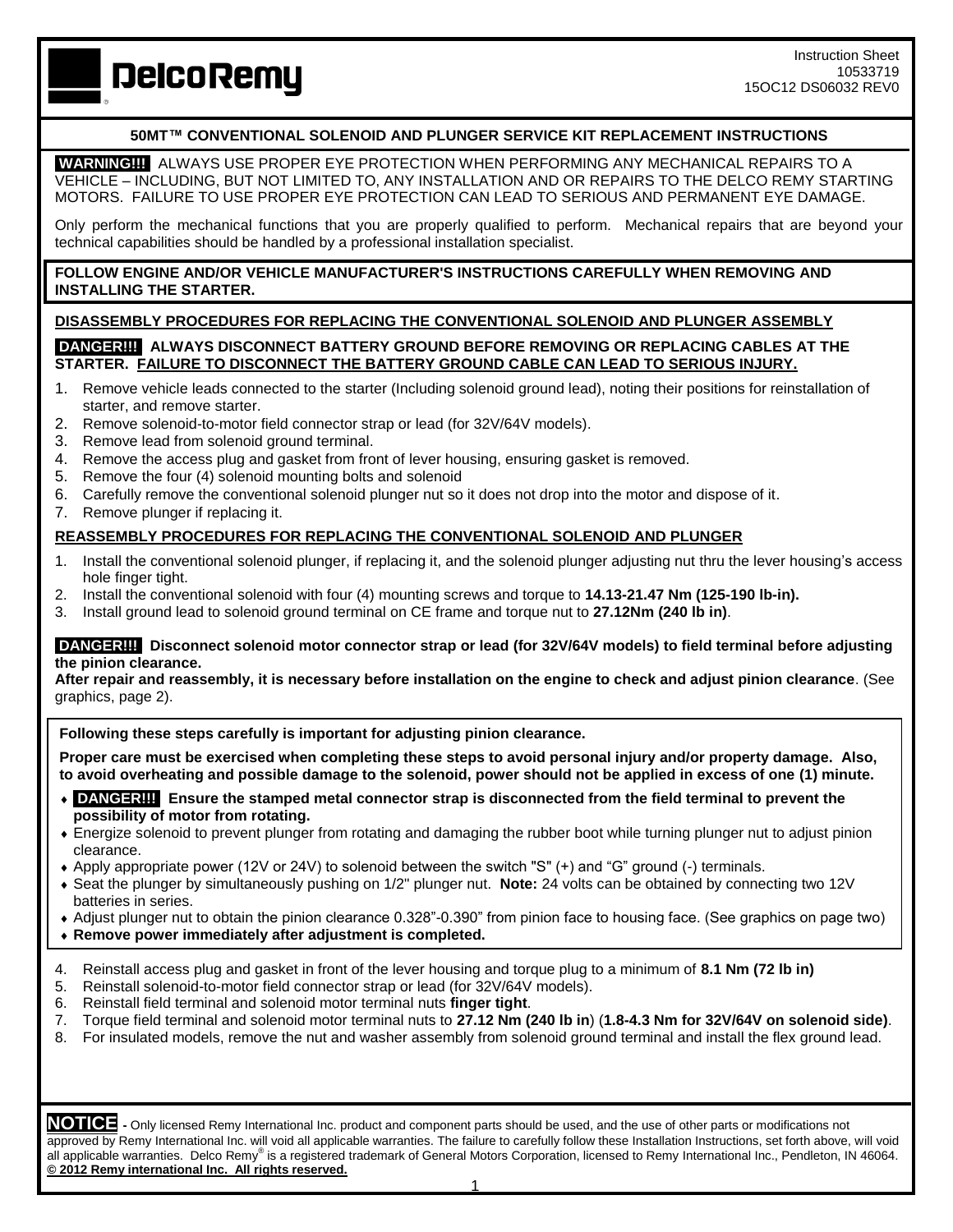DelcoRemy

Instruction Sheet
10533719
15OC12 DS06032 REV0

## 50MT™ CONVENTIONAL SOLENOID AND PLUNGER SERVICE KIT REPLACEMENT INSTRUCTIONS

**WARNING!!!** ALWAYS USE PROPER EYE PROTECTION WHEN PERFORMING ANY MECHANICAL REPAIRS TO A VEHICLE – INCLUDING, BUT NOT LIMITED TO, ANY INSTALLATION AND OR REPAIRS TO THE DELCO REMY STARTING MOTORS. FAILURE TO USE PROPER EYE PROTECTION CAN LEAD TO SERIOUS AND PERMANENT EYE DAMAGE.

Only perform the mechanical functions that you are properly qualified to perform. Mechanical repairs that are beyond your technical capabilities should be handled by a professional installation specialist.

**FOLLOW ENGINE AND/OR VEHICLE MANUFACTURER'S INSTRUCTIONS CAREFULLY WHEN REMOVING AND INSTALLING THE STARTER.**

### DISASSEMBLY PROCEDURES FOR REPLACING THE CONVENTIONAL SOLENOID AND PLUNGER ASSEMBLY

**DANGER!!! ALWAYS DISCONNECT BATTERY GROUND BEFORE REMOVING OR REPLACING CABLES AT THE STARTER. FAILURE TO DISCONNECT THE BATTERY GROUND CABLE CAN LEAD TO SERIOUS INJURY.**

1. Remove vehicle leads connected to the starter (Including solenoid ground lead), noting their positions for reinstallation of starter, and remove starter.
2. Remove solenoid-to-motor field connector strap or lead (for 32V/64V models).
3. Remove lead from solenoid ground terminal.
4. Remove the access plug and gasket from front of lever housing, ensuring gasket is removed.
5. Remove the four (4) solenoid mounting bolts and solenoid
6. Carefully remove the conventional solenoid plunger nut so it does not drop into the motor and dispose of it.
7. Remove plunger if replacing it.

### REASSEMBLY PROCEDURES FOR REPLACING THE CONVENTIONAL SOLENOID AND PLUNGER

1. Install the conventional solenoid plunger, if replacing it, and the solenoid plunger adjusting nut thru the lever housing's access hole finger tight.
2. Install the conventional solenoid with four (4) mounting screws and torque to **14.13-21.47 Nm (125-190 lb-in).**
3. Install ground lead to solenoid ground terminal on CE frame and torque nut to **27.12Nm (240 lb in)**.

**DANGER!!! Disconnect solenoid motor connector strap or lead (for 32V/64V models) to field terminal before adjusting the pinion clearance.**
**After repair and reassembly, it is necessary before installation on the engine to check and adjust pinion clearance**. (See graphics, page 2).

**Following these steps carefully is important for adjusting pinion clearance.**

**Proper care must be exercised when completing these steps to avoid personal injury and/or property damage. Also, to avoid overheating and possible damage to the solenoid, power should not be applied in excess of one (1) minute.**

- **DANGER!!! Ensure the stamped metal connector strap is disconnected from the field terminal to prevent the possibility of motor from rotating.**
- Energize solenoid to prevent plunger from rotating and damaging the rubber boot while turning plunger nut to adjust pinion clearance.
- Apply appropriate power (12V or 24V) to solenoid between the switch "S" (+) and "G" ground (-) terminals.
- Seat the plunger by simultaneously pushing on 1/2" plunger nut. **Note:** 24 volts can be obtained by connecting two 12V batteries in series.
- Adjust plunger nut to obtain the pinion clearance 0.328"-0.390" from pinion face to housing face. (See graphics on page two)
- **Remove power immediately after adjustment is completed.**

4. Reinstall access plug and gasket in front of the lever housing and torque plug to a minimum of **8.1 Nm (72 lb in)**
5. Reinstall solenoid-to-motor field connector strap or lead (for 32V/64V models).
6. Reinstall field terminal and solenoid motor terminal nuts **finger tight**.
7. Torque field terminal and solenoid motor terminal nuts to **27.12 Nm (240 lb in**) (**1.8-4.3 Nm for 32V/64V on solenoid side)**.
8. For insulated models, remove the nut and washer assembly from solenoid ground terminal and install the flex ground lead.

**NOTICE** - Only licensed Remy International Inc. product and component parts should be used, and the use of other parts or modifications not approved by Remy International Inc. will void all applicable warranties. The failure to carefully follow these Installation Instructions, set forth above, will void all applicable warranties. Delco Remy® is a registered trademark of General Motors Corporation, licensed to Remy International Inc., Pendleton, IN 46064.
**© 2012 Remy international Inc. All rights reserved.**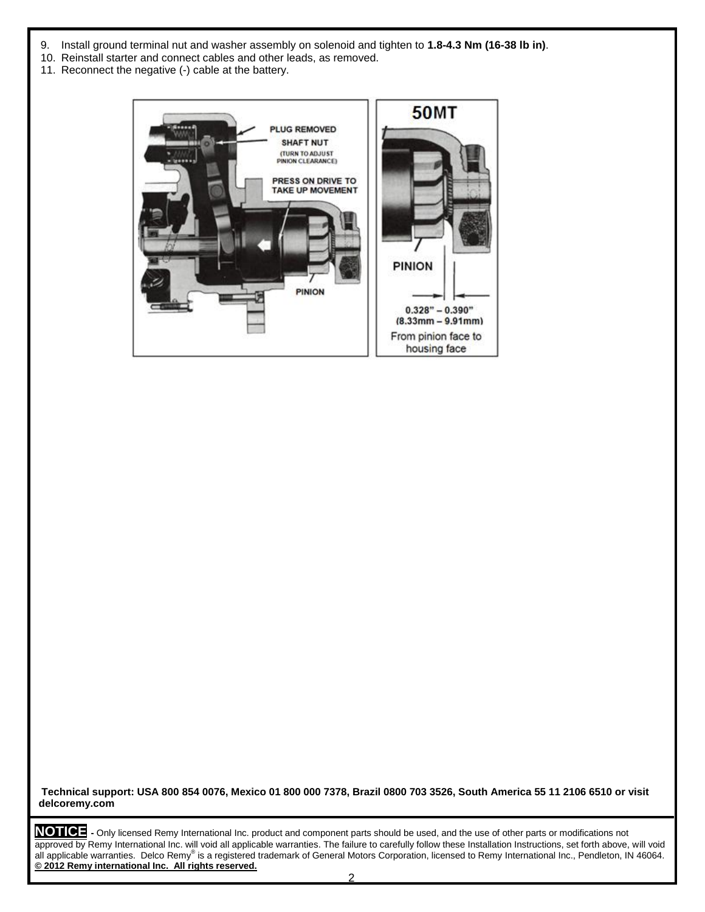9. Install ground terminal nut and washer assembly on solenoid and tighten to **1.8-4.3 Nm (16-38 lb in)**.
10. Reinstall starter and connect cables and other leads, as removed.
11. Reconnect the negative (-) cable at the battery.

**Technical support: USA 800 854 0076, Mexico 01 800 000 7378, Brazil 0800 703 3526, South America 55 11 2106 6510 or visit delcoremy.com**

**NOTICE** - Only licensed Remy International Inc. product and component parts should be used, and the use of other parts or modifications not approved by Remy International Inc. will void all applicable warranties. The failure to carefully follow these Installation Instructions, set forth above, will void all applicable warranties. Delco Remy® is a registered trademark of General Motors Corporation, licensed to Remy International Inc., Pendleton, IN 46064.
**© 2012 Remy international Inc. All rights reserved.**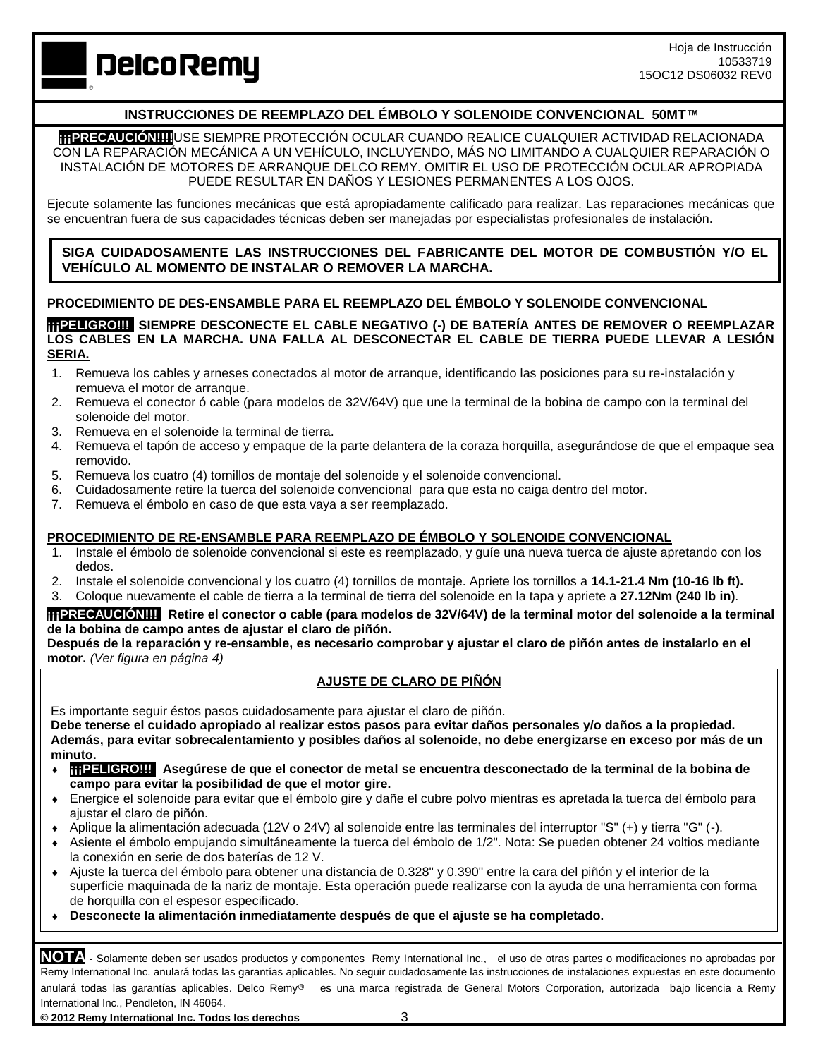Hoja de Instrucción
10533719
15OC12 DS06032 REV0

## INSTRUCCIONES DE REEMPLAZO DEL ÉMBOLO Y SOLENOIDE CONVENCIONAL 50MT™

**¡¡¡PRECAUCIÓN!!!!** USE SIEMPRE PROTECCIÓN OCULAR CUANDO REALICE CUALQUIER ACTIVIDAD RELACIONADA CON LA REPARACIÓN MECÁNICA A UN VEHÍCULO, INCLUYENDO, MÁS NO LIMITANDO A CUALQUIER REPARACIÓN O INSTALACIÓN DE MOTORES DE ARRANQUE DELCO REMY. OMITIR EL USO DE PROTECCIÓN OCULAR APROPIADA PUEDE RESULTAR EN DAÑOS Y LESIONES PERMANENTES A LOS OJOS.

Ejecute solamente las funciones mecánicas que está apropiadamente calificado para realizar. Las reparaciones mecánicas que se encuentran fuera de sus capacidades técnicas deben ser manejadas por especialistas profesionales de instalación.

**SIGA CUIDADOSAMENTE LAS INSTRUCCIONES DEL FABRICANTE DEL MOTOR DE COMBUSTIÓN Y/O EL VEHÍCULO AL MOMENTO DE INSTALAR O REMOVER LA MARCHA.**

### PROCEDIMIENTO DE DES-ENSAMBLE PARA EL REEMPLAZO DEL ÉMBOLO Y SOLENOIDE CONVENCIONAL

**¡¡¡PELIGRO!!! SIEMPRE DESCONECTE EL CABLE NEGATIVO (-) DE BATERÍA ANTES DE REMOVER O REEMPLAZAR LOS CABLES EN LA MARCHA. UNA FALLA AL DESCONECTAR EL CABLE DE TIERRA PUEDE LLEVAR A LESIÓN SERIA.**

1. Remueva los cables y arneses conectados al motor de arranque, identificando las posiciones para su re-instalación y remueva el motor de arranque.
2. Remueva el conector ó cable (para modelos de 32V/64V) que une la terminal de la bobina de campo con la terminal del solenoide del motor.
3. Remueva en el solenoide la terminal de tierra.
4. Remueva el tapón de acceso y empaque de la parte delantera de la coraza horquilla, asegurándose de que el empaque sea removido.
5. Remueva los cuatro (4) tornillos de montaje del solenoide y el solenoide convencional.
6. Cuidadosamente retire la tuerca del solenoide convencional para que esta no caiga dentro del motor.
7. Remueva el émbolo en caso de que esta vaya a ser reemplazado.

### PROCEDIMIENTO DE RE-ENSAMBLE PARA REEMPLAZO DE ÉMBOLO Y SOLENOIDE CONVENCIONAL

1. Instale el émbolo de solenoide convencional si este es reemplazado, y guíe una nueva tuerca de ajuste apretando con los dedos.
2. Instale el solenoide convencional y los cuatro (4) tornillos de montaje. Apriete los tornillos a **14.1-21.4 Nm (10-16 lb ft).**
3. Coloque nuevamente el cable de tierra a la terminal de tierra del solenoide en la tapa y apriete a **27.12Nm (240 lb in)**.

**¡¡¡PRECAUCIÓN!!! Retire el conector o cable (para modelos de 32V/64V) de la terminal motor del solenoide a la terminal de la bobina de campo antes de ajustar el claro de piñón.**
**Después de la reparación y re-ensamble, es necesario comprobar y ajustar el claro de piñón antes de instalarlo en el motor.** *(Ver figura en página 4)*

### AJUSTE DE CLARO DE PIÑÓN

Es importante seguir éstos pasos cuidadosamente para ajustar el claro de piñón.
**Debe tenerse el cuidado apropiado al realizar estos pasos para evitar daños personales y/o daños a la propiedad. Además, para evitar sobrecalentamiento y posibles daños al solenoide, no debe energizarse en exceso por más de un minuto.**

- **¡¡¡PELIGRO!!! Asegúrese de que el conector de metal se encuentra desconectado de la terminal de la bobina de campo para evitar la posibilidad de que el motor gire.**
- Energice el solenoide para evitar que el émbolo gire y dañe el cubre polvo mientras es apretada la tuerca del émbolo para ajustar el claro de piñón.
- Aplique la alimentación adecuada (12V o 24V) al solenoide entre las terminales del interruptor "S" (+) y tierra "G" (-).
- Asiente el émbolo empujando simultáneamente la tuerca del émbolo de 1/2". Nota: Se pueden obtener 24 voltios mediante la conexión en serie de dos baterías de 12 V.
- Ajuste la tuerca del émbolo para obtener una distancia de 0.328" y 0.390" entre la cara del piñón y el interior de la superficie maquinada de la nariz de montaje. Esta operación puede realizarse con la ayuda de una herramienta con forma de horquilla con el espesor especificado.
- **Desconecte la alimentación inmediatamente después de que el ajuste se ha completado.**

**NOTA -** Solamente deben ser usados productos y componentes Remy International Inc., el uso de otras partes o modificaciones no aprobadas por Remy International Inc. anulará todas las garantías aplicables. No seguir cuidadosamente las instrucciones de instalaciones expuestas en este documento anulará todas las garantías aplicables. Delco Remy® es una marca registrada de General Motors Corporation, autorizada bajo licencia a Remy International Inc., Pendleton, IN 46064.

**© 2012 Remy International Inc. Todos los derechos**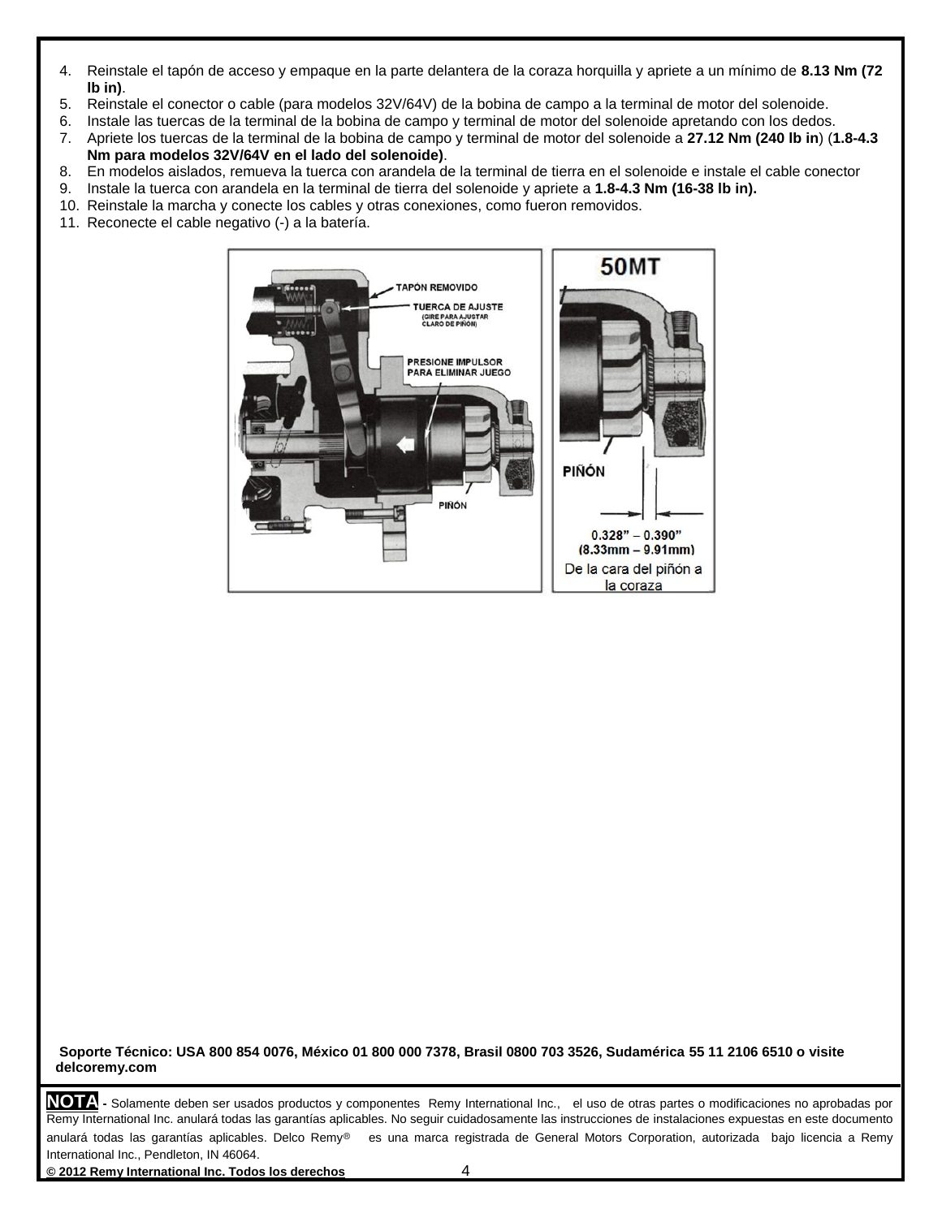4. Reinstale el tapón de acceso y empaque en la parte delantera de la coraza horquilla y apriete a un mínimo de **8.13 Nm (72 lb in)**.
5. Reinstale el conector o cable (para modelos 32V/64V) de la bobina de campo a la terminal de motor del solenoide.
6. Instale las tuercas de la terminal de la bobina de campo y terminal de motor del solenoide apretando con los dedos.
7. Apriete los tuercas de la terminal de la bobina de campo y terminal de motor del solenoide a **27.12 Nm (240 lb in**) (**1.8-4.3 Nm para modelos 32V/64V en el lado del solenoide)**.
8. En modelos aislados, remueva la tuerca con arandela de la terminal de tierra en el solenoide e instale el cable conector
9. Instale la tuerca con arandela en la terminal de tierra del solenoide y apriete a **1.8-4.3 Nm (16-38 lb in).**
10. Reinstale la marcha y conecte los cables y otras conexiones, como fueron removidos.
11. Reconecte el cable negativo (-) a la batería.

TAPÓN REMOVIDO
TUERCA DE AJUSTE (GIRE PARA AJUSTAR CLARO DE PIÑÓN)
PRESIONE IMPULSOR PARA ELIMINAR JUEGO
PIÑÓN

50MT
PIÑÓN
0.328" – 0.390" (8.33mm – 9.91mm)
De la cara del piñón a la coraza

**Soporte Técnico: USA 800 854 0076, México 01 800 000 7378, Brasil 0800 703 3526, Sudamérica 55 11 2106 6510 o visite delcoremy.com**

**NOTA** - Solamente deben ser usados productos y componentes Remy International Inc., el uso de otras partes o modificaciones no aprobadas por Remy International Inc. anulará todas las garantías aplicables. No seguir cuidadosamente las instrucciones de instalaciones expuestas en este documento anulará todas las garantías aplicables. Delco Remy® es una marca registrada de General Motors Corporation, autorizada bajo licencia a Remy International Inc., Pendleton, IN 46064.

**© 2012 Remy International Inc. Todos los derechos**